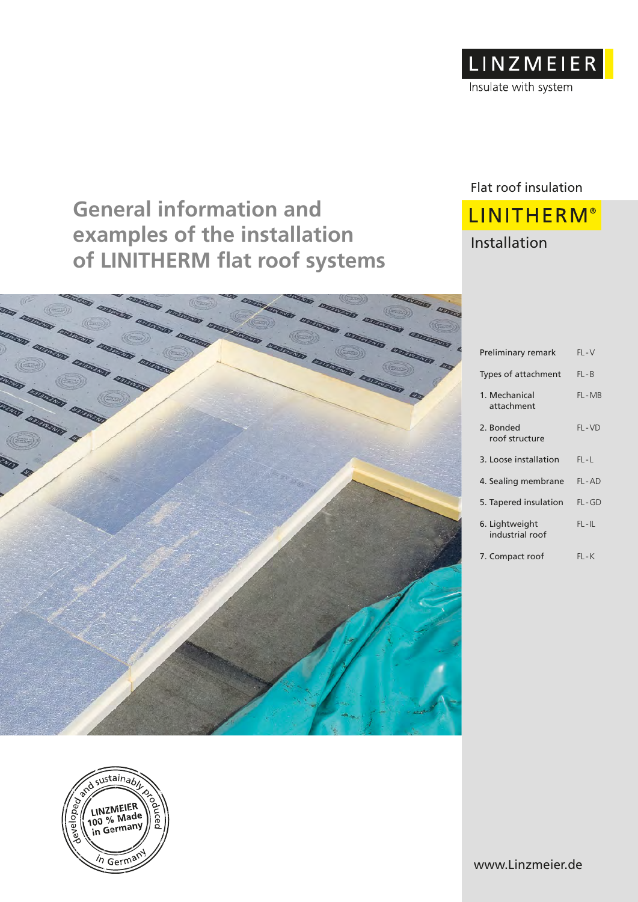LINZMEIER

Insulate with system

Flat roof insulation

LINITHERM®

Installation

# General information and examples of the installation of LINITHERM flat roof systems

| | |
|---|---|
| Preliminary remark | FL-V |
| Types of attachment | FL-B |
| 1. Mechanical attachment | FL-MB |
| 2. Bonded roof structure | FL-VD |
| 3. Loose installation | FL-L |
| 4. Sealing membrane | FL-AD |
| 5. Tapered insulation | FL-GD |
| 6. Lightweight industrial roof | FL-IL |
| 7. Compact roof | FL-K |

developed and sustainably produced in Germany – LINZMEIER 100 % Made in Germany

www.Linzmeier.de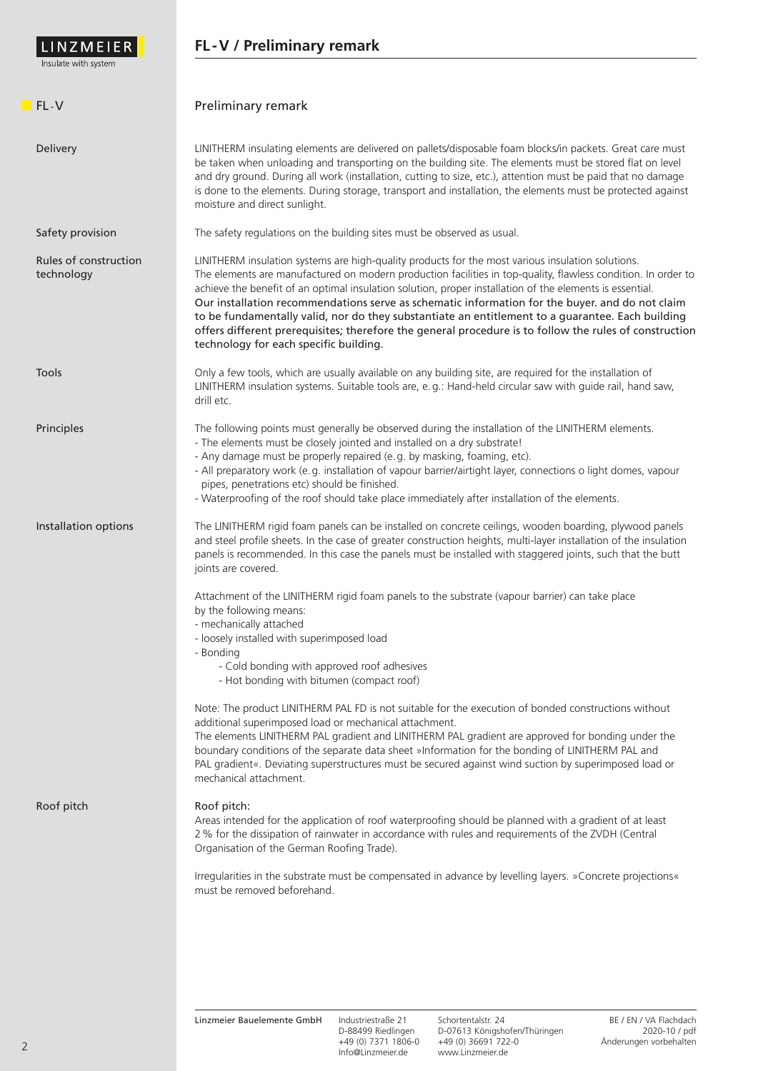# FL-V / Preliminary remark

## FL-V

## Preliminary remark

**Delivery**

LINITHERM insulating elements are delivered on pallets/disposable foam blocks/in packets. Great care must be taken when unloading and transporting on the building site. The elements must be stored flat on level and dry ground. During all work (installation, cutting to size, etc.), attention must be paid that no damage is done to the elements. During storage, transport and installation, the elements must be protected against moisture and direct sunlight.

**Safety provision**

The safety regulations on the building sites must be observed as usual.

**Rules of construction technology**

LINITHERM insulation systems are high-quality products for the most various insulation solutions. The elements are manufactured on modern production facilities in top-quality, flawless condition. In order to achieve the benefit of an optimal insulation solution, proper installation of the elements is essential. **Our installation recommendations serve as schematic information for the buyer. and do not claim to be fundamentally valid, nor do they substantiate an entitlement to a guarantee. Each building offers different prerequisites; therefore the general procedure is to follow the rules of construction technology for each specific building.**

**Tools**

Only a few tools, which are usually available on any building site, are required for the installation of LINITHERM insulation systems. Suitable tools are, e. g.: Hand-held circular saw with guide rail, hand saw, drill etc.

**Principles**

The following points must generally be observed during the installation of the LINITHERM elements.

- The elements must be closely jointed and installed on a dry substrate!
- Any damage must be properly repaired (e. g. by masking, foaming, etc).
- All preparatory work (e. g. installation of vapour barrier/airtight layer, connections o light domes, vapour pipes, penetrations etc) should be finished.
- Waterproofing of the roof should take place immediately after installation of the elements.

**Installation options**

The LINITHERM rigid foam panels can be installed on concrete ceilings, wooden boarding, plywood panels and steel profile sheets. In the case of greater construction heights, multi-layer installation of the insulation panels is recommended. In this case the panels must be installed with staggered joints, such that the butt joints are covered.

Attachment of the LINITHERM rigid foam panels to the substrate (vapour barrier) can take place by the following means:

- mechanically attached
- loosely installed with superimposed load
- Bonding
  - Cold bonding with approved roof adhesives
  - Hot bonding with bitumen (compact roof)

Note: The product LINITHERM PAL FD is not suitable for the execution of bonded constructions without additional superimposed load or mechanical attachment.
The elements LINITHERM PAL gradient and LINITHERM PAL gradient are approved for bonding under the boundary conditions of the separate data sheet »Information for the bonding of LINITHERM PAL and PAL gradient«. Deviating superstructures must be secured against wind suction by superimposed load or mechanical attachment.

**Roof pitch**

Roof pitch:
Areas intended for the application of roof waterproofing should be planned with a gradient of at least 2 % for the dissipation of rainwater in accordance with rules and requirements of the ZVDH (Central Organisation of the German Roofing Trade).

Irregularities in the substrate must be compensated in advance by levelling layers. »Concrete projections« must be removed beforehand.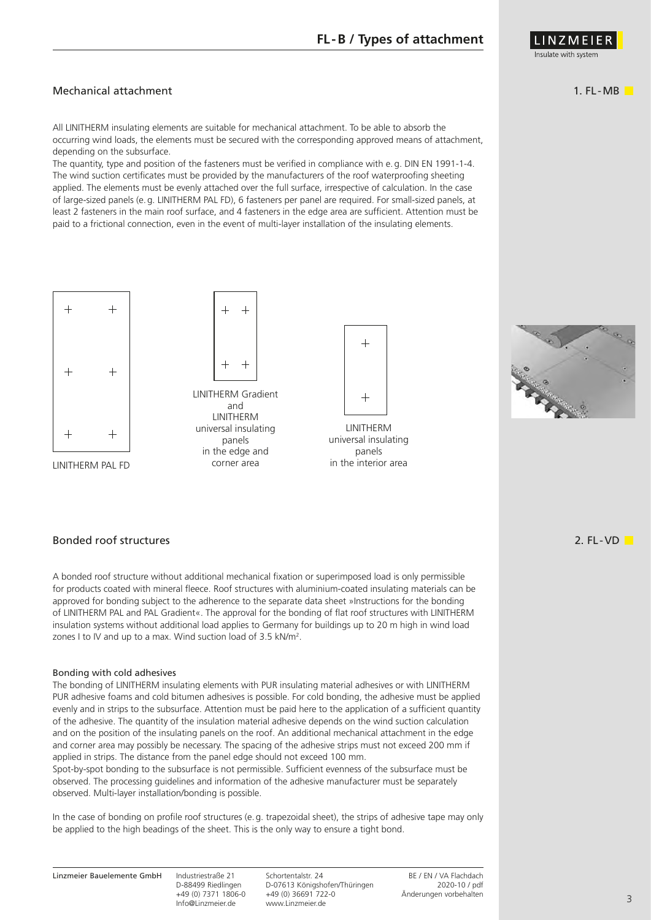## Mechanical attachment

1. FL-MB

All LINITHERM insulating elements are suitable for mechanical attachment. To be able to absorb the occurring wind loads, the elements must be secured with the corresponding approved means of attachment, depending on the subsurface.

The quantity, type and position of the fasteners must be verified in compliance with e. g. DIN EN 1991-1-4. The wind suction certificates must be provided by the manufacturers of the roof waterproofing sheeting applied. The elements must be evenly attached over the full surface, irrespective of calculation. In the case of large-sized panels (e. g. LINITHERM PAL FD), 6 fasteners per panel are required. For small-sized panels, at least 2 fasteners in the main roof surface, and 4 fasteners in the edge area are sufficient. Attention must be paid to a frictional connection, even in the event of multi-layer installation of the insulating elements.

LINITHERM PAL FD

LINITHERM Gradient and LINITHERM universal insulating panels in the edge and corner area

LINITHERM universal insulating panels in the interior area

## Bonded roof structures

2. FL-VD

A bonded roof structure without additional mechanical fixation or superimposed load is only permissible for products coated with mineral fleece. Roof structures with aluminium-coated insulating materials can be approved for bonding subject to the adherence to the separate data sheet »Instructions for the bonding of LINITHERM PAL and PAL Gradient«. The approval for the bonding of flat roof structures with LINITHERM insulation systems without additional load applies to Germany for buildings up to 20 m high in wind load zones I to IV and up to a max. Wind suction load of 3.5 kN/m².

### Bonding with cold adhesives

The bonding of LINITHERM insulating elements with PUR insulating material adhesives or with LINITHERM PUR adhesive foams and cold bitumen adhesives is possible. For cold bonding, the adhesive must be applied evenly and in strips to the subsurface. Attention must be paid here to the application of a sufficient quantity of the adhesive. The quantity of the insulation material adhesive depends on the wind suction calculation and on the position of the insulating panels on the roof. An additional mechanical attachment in the edge and corner area may possibly be necessary. The spacing of the adhesive strips must not exceed 200 mm if applied in strips. The distance from the panel edge should not exceed 100 mm.

Spot-by-spot bonding to the subsurface is not permissible. Sufficient evenness of the subsurface must be observed. The processing guidelines and information of the adhesive manufacturer must be separately observed. Multi-layer installation/bonding is possible.

In the case of bonding on profile roof structures (e. g. trapezoidal sheet), the strips of adhesive tape may only be applied to the high beadings of the sheet. This is the only way to ensure a tight bond.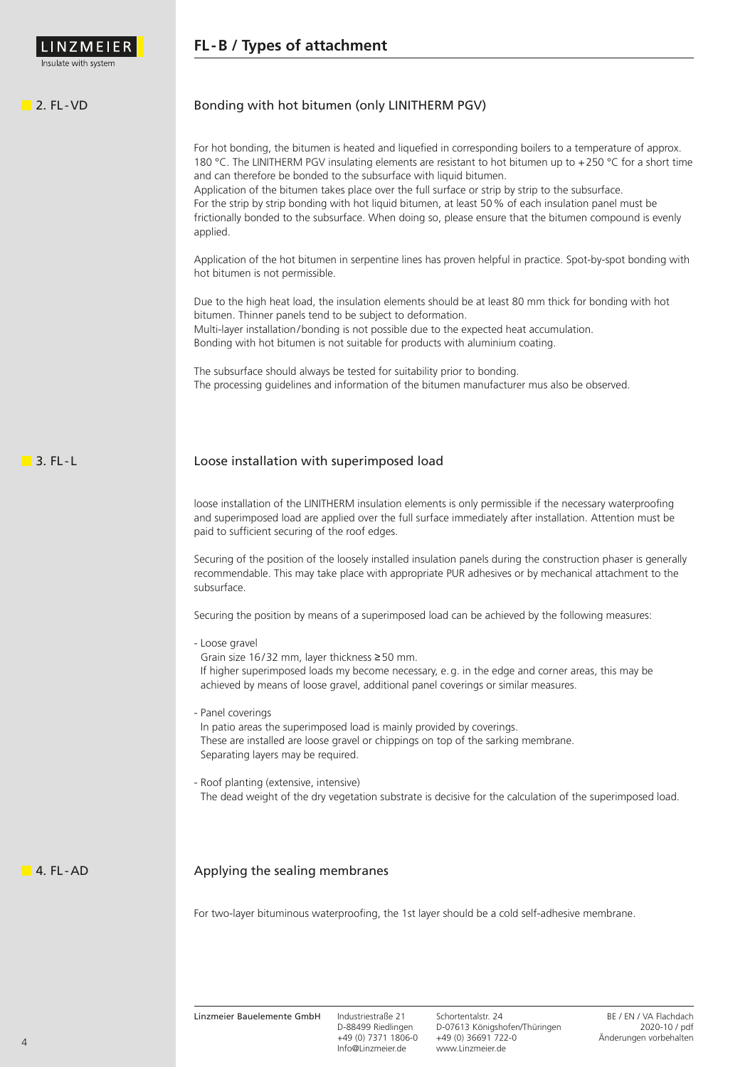# FL-B / Types of attachment

## 2. FL-VD

### Bonding with hot bitumen (only LINITHERM PGV)

For hot bonding, the bitumen is heated and liquefied in corresponding boilers to a temperature of approx. 180 °C. The LINITHERM PGV insulating elements are resistant to hot bitumen up to +250 °C for a short time and can therefore be bonded to the subsurface with liquid bitumen.
Application of the bitumen takes place over the full surface or strip by strip to the subsurface.
For the strip by strip bonding with hot liquid bitumen, at least 50 % of each insulation panel must be frictionally bonded to the subsurface. When doing so, please ensure that the bitumen compound is evenly applied.

Application of the hot bitumen in serpentine lines has proven helpful in practice. Spot-by-spot bonding with hot bitumen is not permissible.

Due to the high heat load, the insulation elements should be at least 80 mm thick for bonding with hot bitumen. Thinner panels tend to be subject to deformation.
Multi-layer installation/bonding is not possible due to the expected heat accumulation.
Bonding with hot bitumen is not suitable for products with aluminium coating.

The subsurface should always be tested for suitability prior to bonding.
The processing guidelines and information of the bitumen manufacturer mus also be observed.

## 3. FL-L

### Loose installation with superimposed load

loose installation of the LINITHERM insulation elements is only permissible if the necessary waterproofing and superimposed load are applied over the full surface immediately after installation. Attention must be paid to sufficient securing of the roof edges.

Securing of the position of the loosely installed insulation panels during the construction phaser is generally recommendable. This may take place with appropriate PUR adhesives or by mechanical attachment to the subsurface.

Securing the position by means of a superimposed load can be achieved by the following measures:

- Loose gravel
  Grain size 16/32 mm, layer thickness ≥50 mm.
  If higher superimposed loads my become necessary, e.g. in the edge and corner areas, this may be achieved by means of loose gravel, additional panel coverings or similar measures.

- Panel coverings
  In patio areas the superimposed load is mainly provided by coverings.
  These are installed are loose gravel or chippings on top of the sarking membrane.
  Separating layers may be required.

- Roof planting (extensive, intensive)
  The dead weight of the dry vegetation substrate is decisive for the calculation of the superimposed load.

## 4. FL-AD

### Applying the sealing membranes

For two-layer bituminous waterproofing, the 1st layer should be a cold self-adhesive membrane.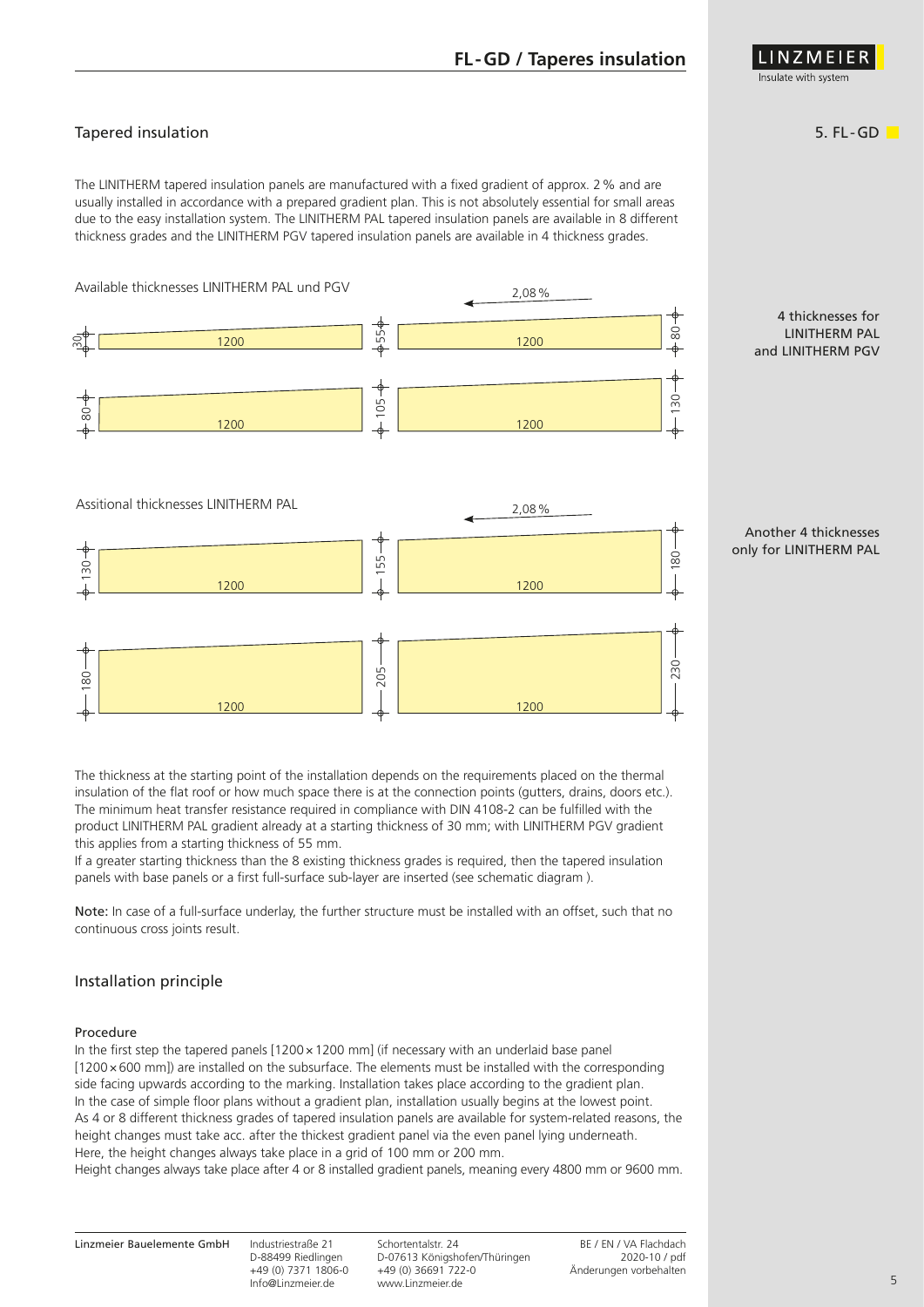# FL-GD / Taperes insulation

5. FL-GD

## Tapered insulation

The LINITHERM tapered insulation panels are manufactured with a fixed gradient of approx. 2 % and are usually installed in accordance with a prepared gradient plan. This is not absolutely essential for small areas due to the easy installation system. The LINITHERM PAL tapered insulation panels are available in 8 different thickness grades and the LINITHERM PGV tapered insulation panels are available in 4 thickness grades.

Available thicknesses LINITHERM PAL und PGV

2,08 %

30 — 1200 — 55 — 1200 — 80

80 — 1200 — 105 — 1200 — 130

4 thicknesses for LINITHERM PAL and LINITHERM PGV

Assitional thicknesses LINITHERM PAL

2,08 %

130 — 1200 — 155 — 1200 — 180

180 — 1200 — 205 — 1200 — 230

Another 4 thicknesses only for LINITHERM PAL

The thickness at the starting point of the installation depends on the requirements placed on the thermal insulation of the flat roof or how much space there is at the connection points (gutters, drains, doors etc.). The minimum heat transfer resistance required in compliance with DIN 4108-2 can be fulfilled with the product LINITHERM PAL gradient already at a starting thickness of 30 mm; with LINITHERM PGV gradient this applies from a starting thickness of 55 mm.

If a greater starting thickness than the 8 existing thickness grades is required, then the tapered insulation panels with base panels or a first full-surface sub-layer are inserted (see schematic diagram ).

**Note:** In case of a full-surface underlay, the further structure must be installed with an offset, such that no continuous cross joints result.

## Installation principle

### Procedure

In the first step the tapered panels [1200 × 1200 mm] (if necessary with an underlaid base panel [1200 × 600 mm]) are installed on the subsurface. The elements must be installed with the corresponding side facing upwards according to the marking. Installation takes place according to the gradient plan. In the case of simple floor plans without a gradient plan, installation usually begins at the lowest point. As 4 or 8 different thickness grades of tapered insulation panels are available for system-related reasons, the height changes must take acc. after the thickest gradient panel via the even panel lying underneath. Here, the height changes always take place in a grid of 100 mm or 200 mm. Height changes always take place after 4 or 8 installed gradient panels, meaning every 4800 mm or 9600 mm.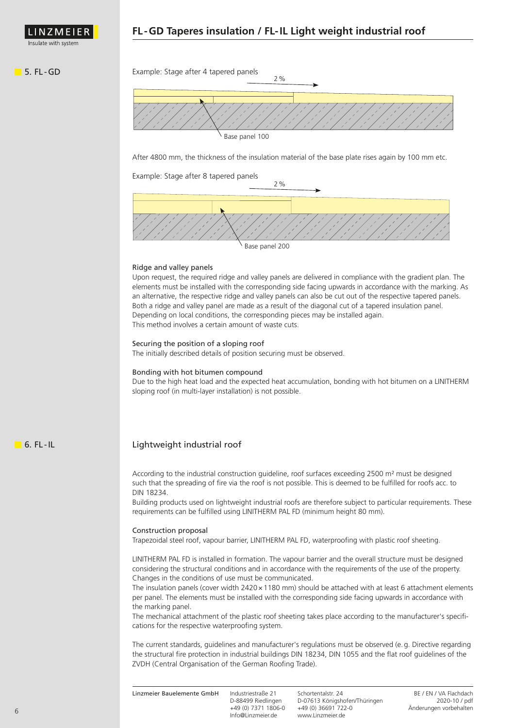## 5. FL-GD

Example: Stage after 4 tapered panels

2 %

Base panel 100

After 4800 mm, the thickness of the insulation material of the base plate rises again by 100 mm etc.

Example: Stage after 8 tapered panels

2 %

Base panel 200

### Ridge and valley panels

Upon request, the required ridge and valley panels are delivered in compliance with the gradient plan. The elements must be installed with the corresponding side facing upwards in accordance with the marking. As an alternative, the respective ridge and valley panels can also be cut out of the respective tapered panels. Both a ridge and valley panel are made as a result of the diagonal cut of a tapered insulation panel. Depending on local conditions, the corresponding pieces may be installed again.
This method involves a certain amount of waste cuts.

### Securing the position of a sloping roof

The initially described details of position securing must be observed.

### Bonding with hot bitumen compound

Due to the high heat load and the expected heat accumulation, bonding with hot bitumen on a LINITHERM sloping roof (in multi-layer installation) is not possible.

## 6. FL-IL

### Lightweight industrial roof

According to the industrial construction guideline, roof surfaces exceeding 2500 m² must be designed such that the spreading of fire via the roof is not possible. This is deemed to be fulfilled for roofs acc. to DIN 18234.
Building products used on lightweight industrial roofs are therefore subject to particular requirements. These requirements can be fulfilled using LINITHERM PAL FD (minimum height 80 mm).

### Construction proposal

Trapezoidal steel roof, vapour barrier, LINITHERM PAL FD, waterproofing with plastic roof sheeting.

LINITHERM PAL FD is installed in formation. The vapour barrier and the overall structure must be designed considering the structural conditions and in accordance with the requirements of the use of the property. Changes in the conditions of use must be communicated.
The insulation panels (cover width 2420 × 1180 mm) should be attached with at least 6 attachment elements per panel. The elements must be installed with the corresponding side facing upwards in accordance with the marking panel.
The mechanical attachment of the plastic roof sheeting takes place according to the manufacturer's specifications for the respective waterproofing system.

The current standards, guidelines and manufacturer's regulations must be observed (e. g. Directive regarding the structural fire protection in industrial buildings DIN 18234, DIN 1055 and the flat roof guidelines of the ZVDH (Central Organisation of the German Roofing Trade).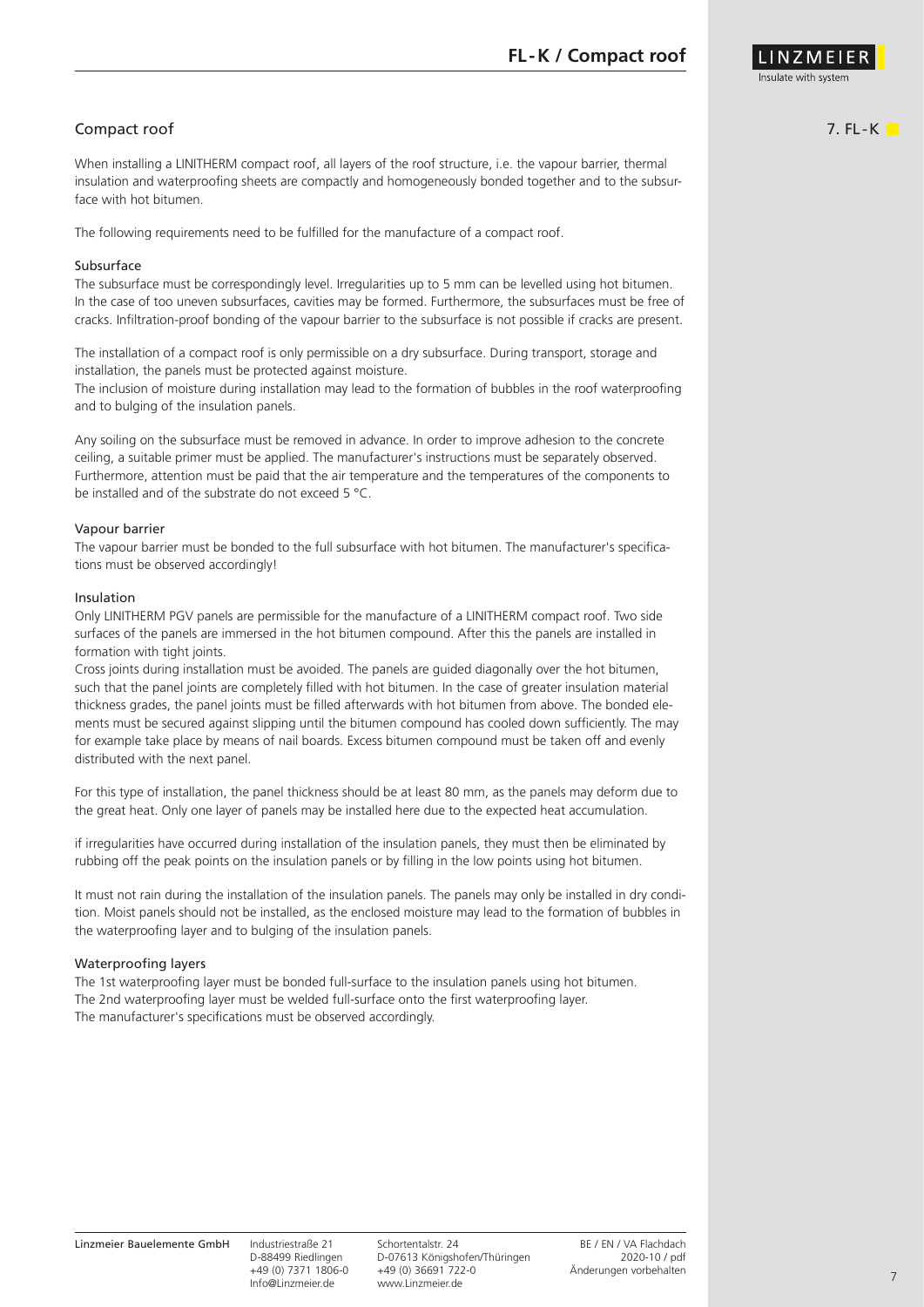## Compact roof

When installing a LINITHERM compact roof, all layers of the roof structure, i.e. the vapour barrier, thermal insulation and waterproofing sheets are compactly and homogeneously bonded together and to the subsurface with hot bitumen.

The following requirements need to be fulfilled for the manufacture of a compact roof.

### Subsurface

The subsurface must be correspondingly level. Irregularities up to 5 mm can be levelled using hot bitumen. In the case of too uneven subsurfaces, cavities may be formed. Furthermore, the subsurfaces must be free of cracks. Infiltration-proof bonding of the vapour barrier to the subsurface is not possible if cracks are present.

The installation of a compact roof is only permissible on a dry subsurface. During transport, storage and installation, the panels must be protected against moisture.
The inclusion of moisture during installation may lead to the formation of bubbles in the roof waterproofing and to bulging of the insulation panels.

Any soiling on the subsurface must be removed in advance. In order to improve adhesion to the concrete ceiling, a suitable primer must be applied. The manufacturer's instructions must be separately observed. Furthermore, attention must be paid that the air temperature and the temperatures of the components to be installed and of the substrate do not exceed 5 °C.

### Vapour barrier

The vapour barrier must be bonded to the full subsurface with hot bitumen. The manufacturer's specifications must be observed accordingly!

### Insulation

Only LINITHERM PGV panels are permissible for the manufacture of a LINITHERM compact roof. Two side surfaces of the panels are immersed in the hot bitumen compound. After this the panels are installed in formation with tight joints.
Cross joints during installation must be avoided. The panels are guided diagonally over the hot bitumen, such that the panel joints are completely filled with hot bitumen. In the case of greater insulation material thickness grades, the panel joints must be filled afterwards with hot bitumen from above. The bonded elements must be secured against slipping until the bitumen compound has cooled down sufficiently. The may for example take place by means of nail boards. Excess bitumen compound must be taken off and evenly distributed with the next panel.

For this type of installation, the panel thickness should be at least 80 mm, as the panels may deform due to the great heat. Only one layer of panels may be installed here due to the expected heat accumulation.

if irregularities have occurred during installation of the insulation panels, they must then be eliminated by rubbing off the peak points on the insulation panels or by filling in the low points using hot bitumen.

It must not rain during the installation of the insulation panels. The panels may only be installed in dry condition. Moist panels should not be installed, as the enclosed moisture may lead to the formation of bubbles in the waterproofing layer and to bulging of the insulation panels.

### Waterproofing layers

The 1st waterproofing layer must be bonded full-surface to the insulation panels using hot bitumen.
The 2nd waterproofing layer must be welded full-surface onto the first waterproofing layer.
The manufacturer's specifications must be observed accordingly.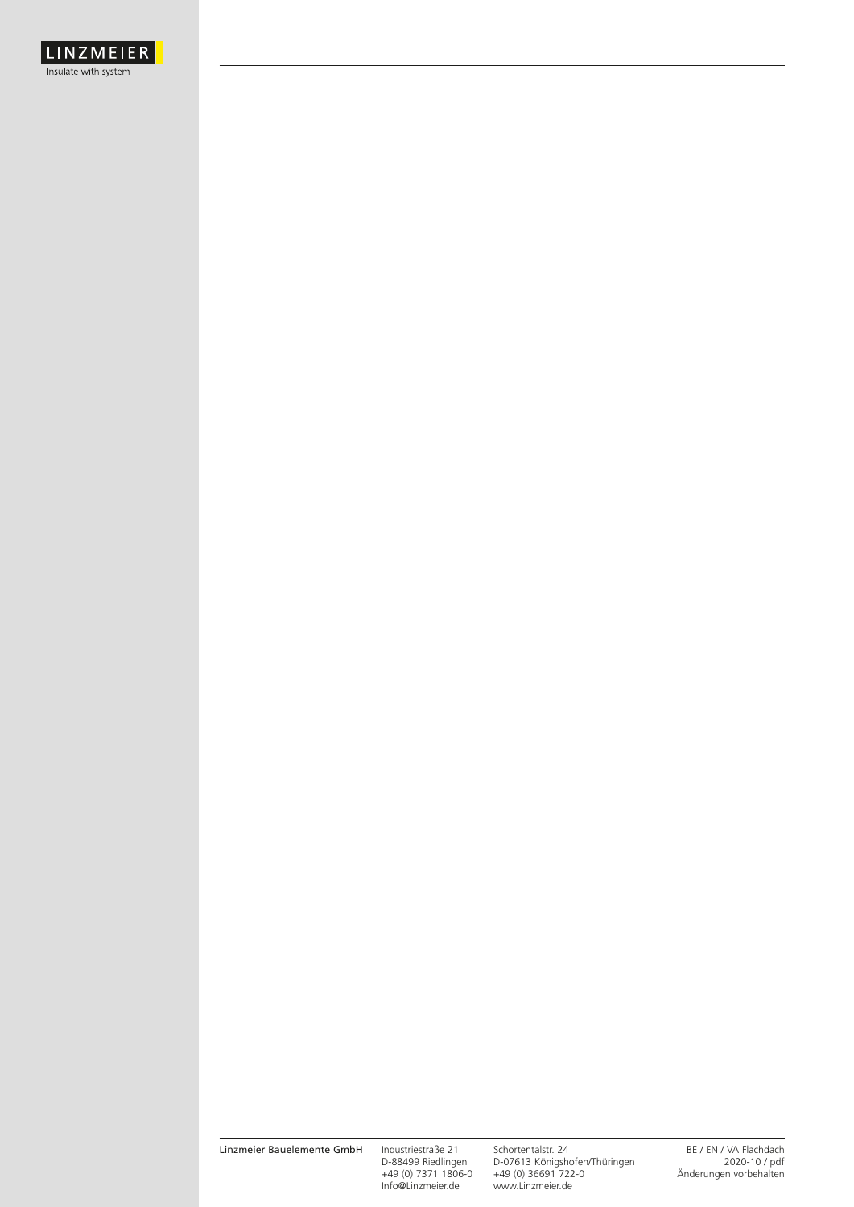Linzmeier Bauelemente GmbH

Industriestraße 21
D-88499 Riedlingen
+49 (0) 7371 1806-0
Info@Linzmeier.de

Schortentalstr. 24
D-07613 Königshofen/Thüringen
+49 (0) 36691 722-0
www.Linzmeier.de

BE / EN / VA Flachdach
2020-10 / pdf
Änderungen vorbehalten